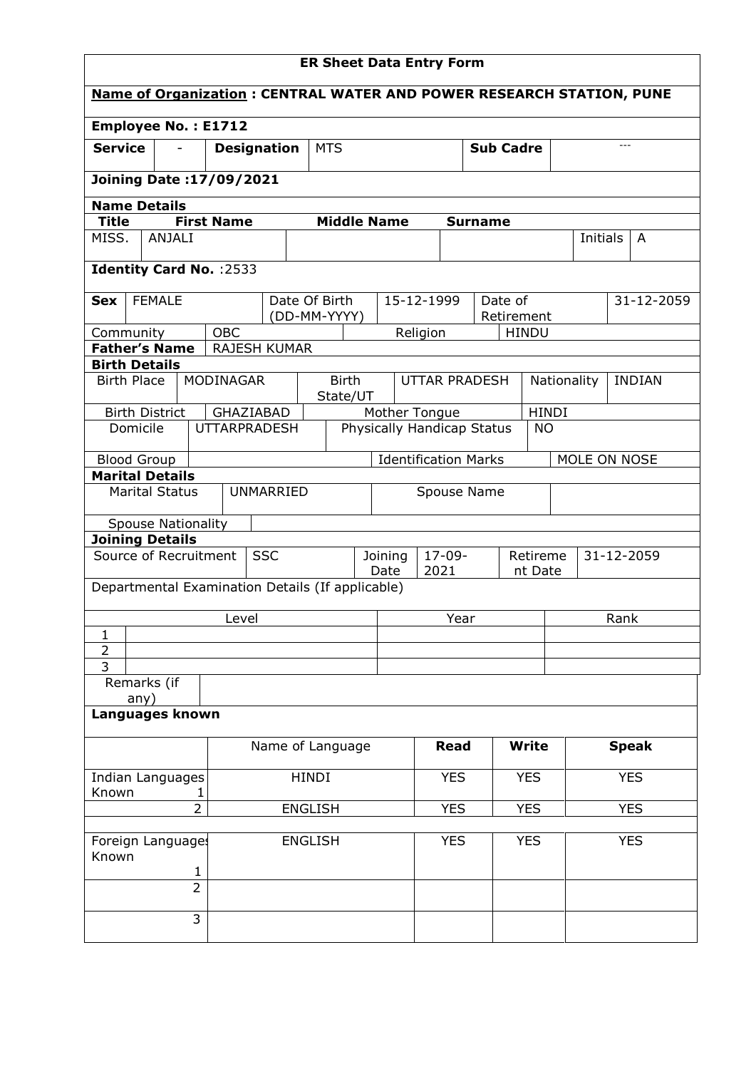# ER Sheet Data Entry Form

**Name of Organization : CENTRAL WATER AND POWER RESEARCH STATION, PUNE**

**Employee No. : E1712**

| **Service** | - | **Designation** | MTS | **Sub Cadre** | --- |
|---|---|---|---|---|---|

**Joining Date :17/09/2021**

**Name Details**

| **Title** | **First Name** | **Middle Name** | **Surname** | | |
|---|---|---|---|---|---|
| MISS. | ANJALI | | | Initials | A |

**Identity Card No.** :2533

| | | | | | |
|---|---|---|---|---|---|
| **Sex** | FEMALE | Date Of Birth (DD-MM-YYYY) | 15-12-1999 | Date of Retirement | 31-12-2059 |
| Community | OBC | Religion | HINDU | | |
| **Father's Name** | RAJESH KUMAR | | | | |

**Birth Details**

| | | | | | |
|---|---|---|---|---|---|
| Birth Place | MODINAGAR | Birth State/UT | UTTAR PRADESH | Nationality | INDIAN |
| Birth District | GHAZIABAD | Mother Tongue | HINDI | | |
| Domicile | UTTARPRADESH | Physically Handicap Status | NO | | |
| Blood Group | | Identification Marks | MOLE ON NOSE | | |

**Marital Details**

| | | | |
|---|---|---|---|
| Marital Status | UNMARRIED | Spouse Name | |
| Spouse Nationality | | | |

**Joining Details**

| | | | | | |
|---|---|---|---|---|---|
| Source of Recruitment | SSC | Joining Date | 17-09-2021 | Retirement Date | 31-12-2059 |

Departmental Examination Details (If applicable)

| | Level | Year | Rank |
|---|---|---|---|
| 1 | | | |
| 2 | | | |
| 3 | | | |

| | |
|---|---|
| Remarks (if any) | |

**Languages known**

| | Name of Language | **Read** | **Write** | **Speak** |
|---|---|---|---|---|
| Indian Languages Known 1 | HINDI | YES | YES | YES |
| 2 | ENGLISH | YES | YES | YES |
| | | | | |
| Foreign Languages Known 1 | ENGLISH | YES | YES | YES |
| 2 | | | | |
| 3 | | | | |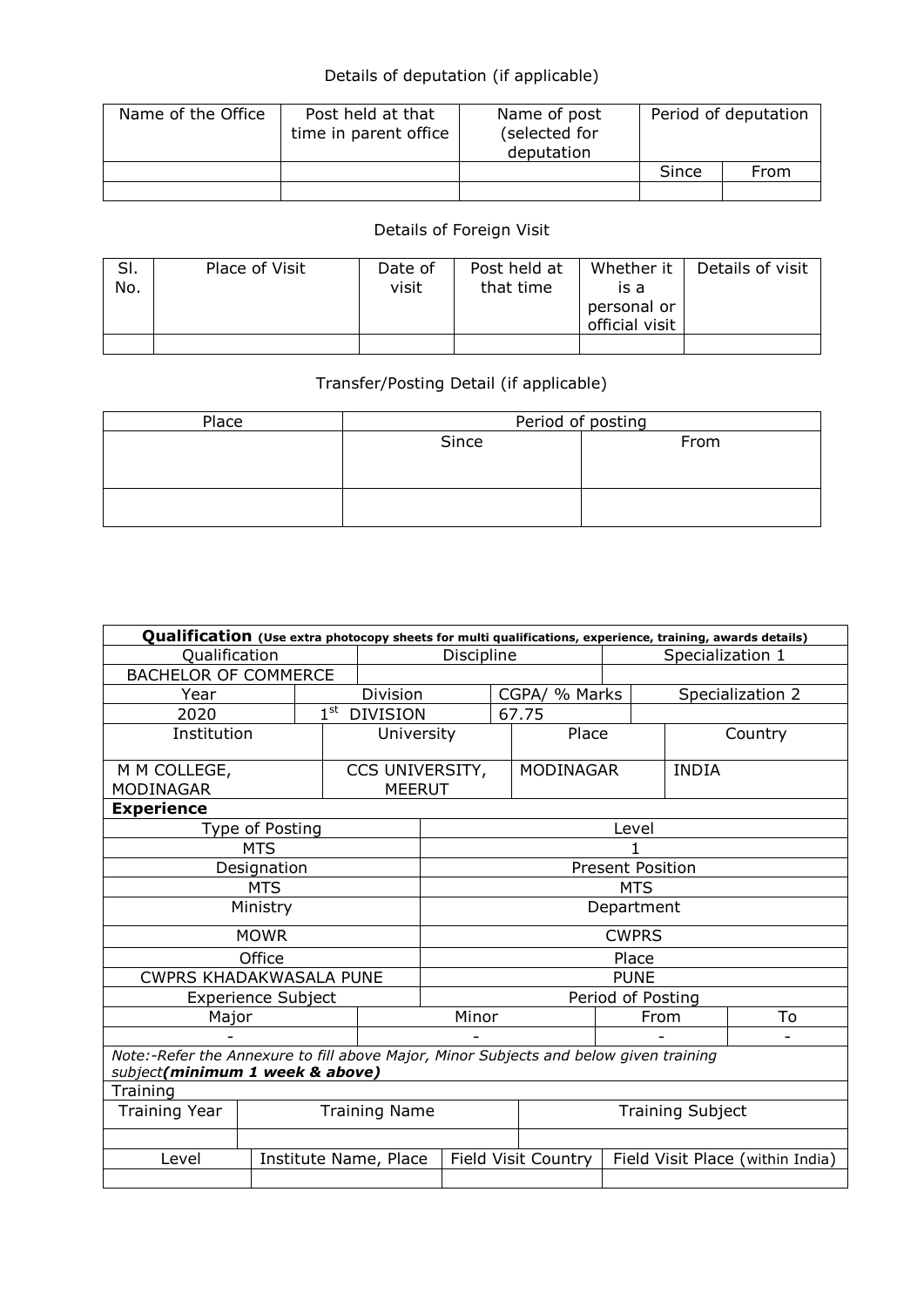Details of deputation (if applicable)

| Name of the Office | Post held at that time in parent office | Name of post (selected for deputation | Period of deputation | |
|---|---|---|---|---|
| | | | Since | From |
| | | | | |

Details of Foreign Visit

| Sl. No. | Place of Visit | Date of visit | Post held at that time | Whether it is a personal or official visit | Details of visit |
|---|---|---|---|---|---|
| | | | | | |

Transfer/Posting Detail (if applicable)

| Place | Period of posting | |
|---|---|---|
| | Since | From |
| | | |

| **Qualification** (Use extra photocopy sheets for multi qualifications, experience, training, awards details) | | | |
|---|---|---|---|
| Qualification | Discipline | | Specialization 1 |
| BACHELOR OF COMMERCE | | | |
| Year | Division | CGPA/ % Marks | Specialization 2 |
| 2020 | 1st DIVISION | 67.75 | |
| Institution | University | Place | Country |
| M M COLLEGE, MODINAGAR | CCS UNIVERSITY, MEERUT | MODINAGAR | INDIA |

| **Experience** | | | |
|---|---|---|---|
| Type of Posting | | Level | |
| MTS | | 1 | |
| Designation | | Present Position | |
| MTS | | MTS | |
| Ministry | | Department | |
| MOWR | | CWPRS | |
| Office | | Place | |
| CWPRS KHADAKWASALA PUNE | | PUNE | |
| Experience Subject | | Period of Posting | |
| Major | Minor | From | To |
| - | - | - | - |

*Note:-Refer the Annexure to fill above Major, Minor Subjects and below given training subject**(minimum 1 week & above)***

| Training | | |
|---|---|---|
| Training Year | Training Name | Training Subject |
| | | |

| Level | Institute Name, Place | Field Visit Country | Field Visit Place (within India) |
|---|---|---|---|
| | | | |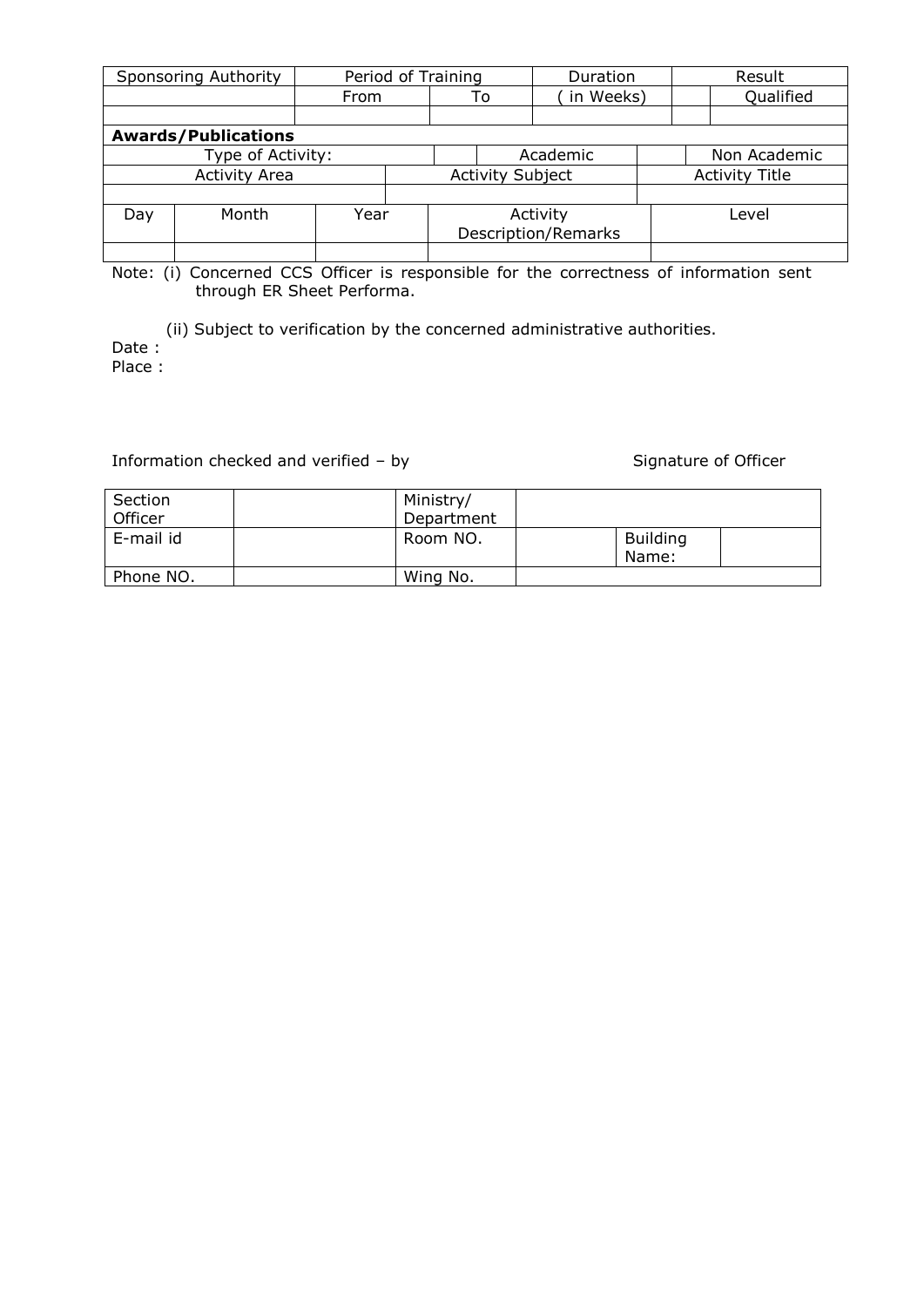| Sponsoring Authority | Period of Training | | Duration | Result | |
|---|---|---|---|---|---|
| | From | To | ( in Weeks) | | Qualified |
| | | | | | |

**Awards/Publications**

| Type of Activity: | | Academic | | Non Academic |
|---|---|---|---|---|

| Activity Area | Activity Subject | Activity Title |
|---|---|---|
| | | |

| Day | Month | Year | Activity Description/Remarks | Level |
|---|---|---|---|---|
| | | | | |

Note: (i) Concerned CCS Officer is responsible for the correctness of information sent through ER Sheet Performa.

(ii) Subject to verification by the concerned administrative authorities.

Date :

Place :

Information checked and verified – by

Signature of Officer

| | | | | | |
|---|---|---|---|---|---|
| Section Officer | | Ministry/ Department | | | |
| E-mail id | | Room NO. | | Building Name: | |
| Phone NO. | | Wing No. | | | |